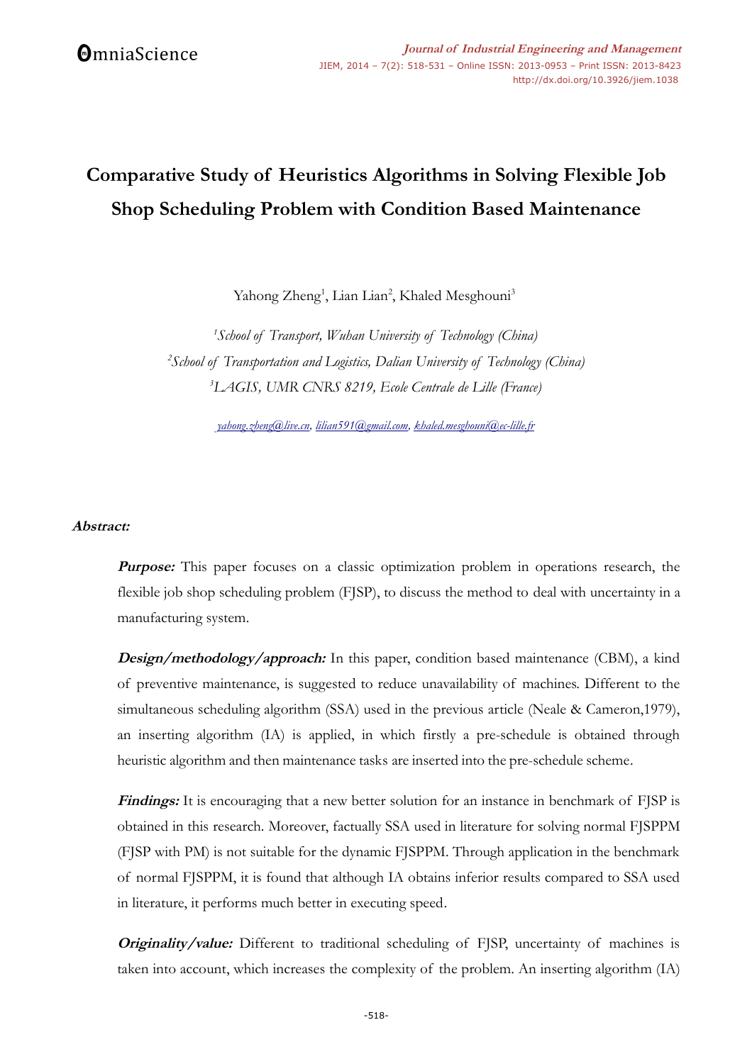# Comparative Study of Heuristics Algorithms in Solving Flexible Job Shop Scheduling Problem with Condition Based Maintenance

Yahong Zheng[1], Lian Lian[2], Khaled Mesghouni[3]

[1]*School of Transport, Wuhan University of Technology (China)*
[2]*School of Transportation and Logistics, Dalian University of Technology (China)*
[3]*LAGIS, UMR CNRS 8219, Ecole Centrale de Lille (France)*

yahong.zheng@live.cn, lilian591@gmail.com, khaled.mesghouni@ec-lille.fr

***Abstract:***

***Purpose:*** This paper focuses on a classic optimization problem in operations research, the flexible job shop scheduling problem (FJSP), to discuss the method to deal with uncertainty in a manufacturing system.

***Design/methodology/approach:*** In this paper, condition based maintenance (CBM), a kind of preventive maintenance, is suggested to reduce unavailability of machines. Different to the simultaneous scheduling algorithm (SSA) used in the previous article (Neale & Cameron,1979), an inserting algorithm (IA) is applied, in which firstly a pre-schedule is obtained through heuristic algorithm and then maintenance tasks are inserted into the pre-schedule scheme.

***Findings:*** It is encouraging that a new better solution for an instance in benchmark of FJSP is obtained in this research. Moreover, factually SSA used in literature for solving normal FJSPPM (FJSP with PM) is not suitable for the dynamic FJSPPM. Through application in the benchmark of normal FJSPPM, it is found that although IA obtains inferior results compared to SSA used in literature, it performs much better in executing speed.

***Originality/value:*** Different to traditional scheduling of FJSP, uncertainty of machines is taken into account, which increases the complexity of the problem. An inserting algorithm (IA)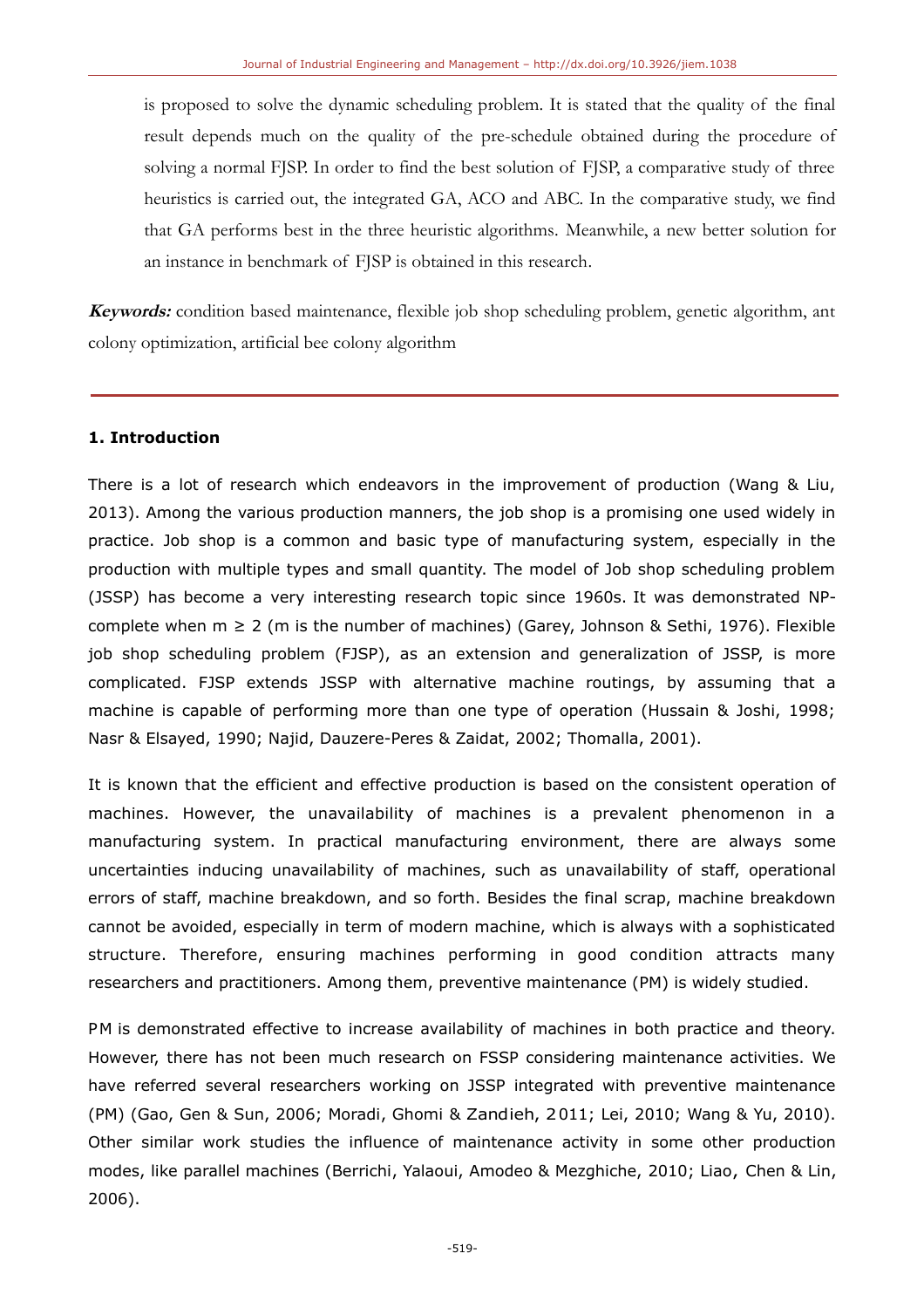is proposed to solve the dynamic scheduling problem. It is stated that the quality of the final result depends much on the quality of the pre-schedule obtained during the procedure of solving a normal FJSP. In order to find the best solution of FJSP, a comparative study of three heuristics is carried out, the integrated GA, ACO and ABC. In the comparative study, we find that GA performs best in the three heuristic algorithms. Meanwhile, a new better solution for an instance in benchmark of FJSP is obtained in this research.

***Keywords:*** condition based maintenance, flexible job shop scheduling problem, genetic algorithm, ant colony optimization, artificial bee colony algorithm

## 1. Introduction

There is a lot of research which endeavors in the improvement of production (Wang & Liu, 2013). Among the various production manners, the job shop is a promising one used widely in practice. Job shop is a common and basic type of manufacturing system, especially in the production with multiple types and small quantity. The model of Job shop scheduling problem (JSSP) has become a very interesting research topic since 1960s. It was demonstrated NP-complete when $m \geq 2$ (m is the number of machines) (Garey, Johnson & Sethi, 1976). Flexible job shop scheduling problem (FJSP), as an extension and generalization of JSSP, is more complicated. FJSP extends JSSP with alternative machine routings, by assuming that a machine is capable of performing more than one type of operation (Hussain & Joshi, 1998; Nasr & Elsayed, 1990; Najid, Dauzere-Peres & Zaidat, 2002; Thomalla, 2001).

It is known that the efficient and effective production is based on the consistent operation of machines. However, the unavailability of machines is a prevalent phenomenon in a manufacturing system. In practical manufacturing environment, there are always some uncertainties inducing unavailability of machines, such as unavailability of staff, operational errors of staff, machine breakdown, and so forth. Besides the final scrap, machine breakdown cannot be avoided, especially in term of modern machine, which is always with a sophisticated structure. Therefore, ensuring machines performing in good condition attracts many researchers and practitioners. Among them, preventive maintenance (PM) is widely studied.

PM is demonstrated effective to increase availability of machines in both practice and theory. However, there has not been much research on FSSP considering maintenance activities. We have referred several researchers working on JSSP integrated with preventive maintenance (PM) (Gao, Gen & Sun, 2006; Moradi, Ghomi & Zandieh, 2011; Lei, 2010; Wang & Yu, 2010). Other similar work studies the influence of maintenance activity in some other production modes, like parallel machines (Berrichi, Yalaoui, Amodeo & Mezghiche, 2010; Liao, Chen & Lin, 2006).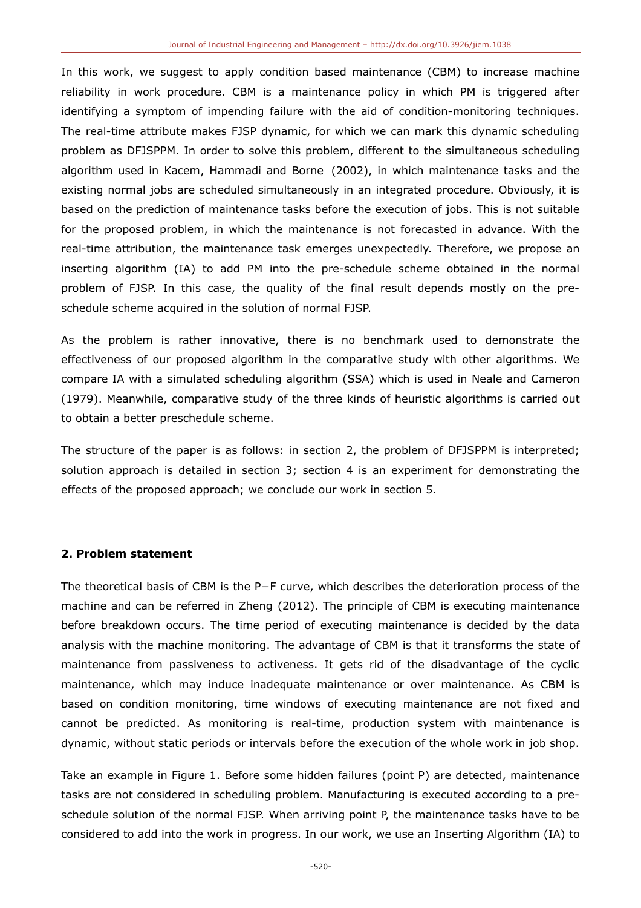In this work, we suggest to apply condition based maintenance (CBM) to increase machine reliability in work procedure. CBM is a maintenance policy in which PM is triggered after identifying a symptom of impending failure with the aid of condition-monitoring techniques. The real-time attribute makes FJSP dynamic, for which we can mark this dynamic scheduling problem as DFJSPPM. In order to solve this problem, different to the simultaneous scheduling algorithm used in Kacem, Hammadi and Borne (2002), in which maintenance tasks and the existing normal jobs are scheduled simultaneously in an integrated procedure. Obviously, it is based on the prediction of maintenance tasks before the execution of jobs. This is not suitable for the proposed problem, in which the maintenance is not forecasted in advance. With the real-time attribution, the maintenance task emerges unexpectedly. Therefore, we propose an inserting algorithm (IA) to add PM into the pre-schedule scheme obtained in the normal problem of FJSP. In this case, the quality of the final result depends mostly on the pre-schedule scheme acquired in the solution of normal FJSP.

As the problem is rather innovative, there is no benchmark used to demonstrate the effectiveness of our proposed algorithm in the comparative study with other algorithms. We compare IA with a simulated scheduling algorithm (SSA) which is used in Neale and Cameron (1979). Meanwhile, comparative study of the three kinds of heuristic algorithms is carried out to obtain a better preschedule scheme.

The structure of the paper is as follows: in section 2, the problem of DFJSPPM is interpreted; solution approach is detailed in section 3; section 4 is an experiment for demonstrating the effects of the proposed approach; we conclude our work in section 5.

## 2. Problem statement

The theoretical basis of CBM is the P−F curve, which describes the deterioration process of the machine and can be referred in Zheng (2012). The principle of CBM is executing maintenance before breakdown occurs. The time period of executing maintenance is decided by the data analysis with the machine monitoring. The advantage of CBM is that it transforms the state of maintenance from passiveness to activeness. It gets rid of the disadvantage of the cyclic maintenance, which may induce inadequate maintenance or over maintenance. As CBM is based on condition monitoring, time windows of executing maintenance are not fixed and cannot be predicted. As monitoring is real-time, production system with maintenance is dynamic, without static periods or intervals before the execution of the whole work in job shop.

Take an example in Figure 1. Before some hidden failures (point P) are detected, maintenance tasks are not considered in scheduling problem. Manufacturing is executed according to a pre-schedule solution of the normal FJSP. When arriving point P, the maintenance tasks have to be considered to add into the work in progress. In our work, we use an Inserting Algorithm (IA) to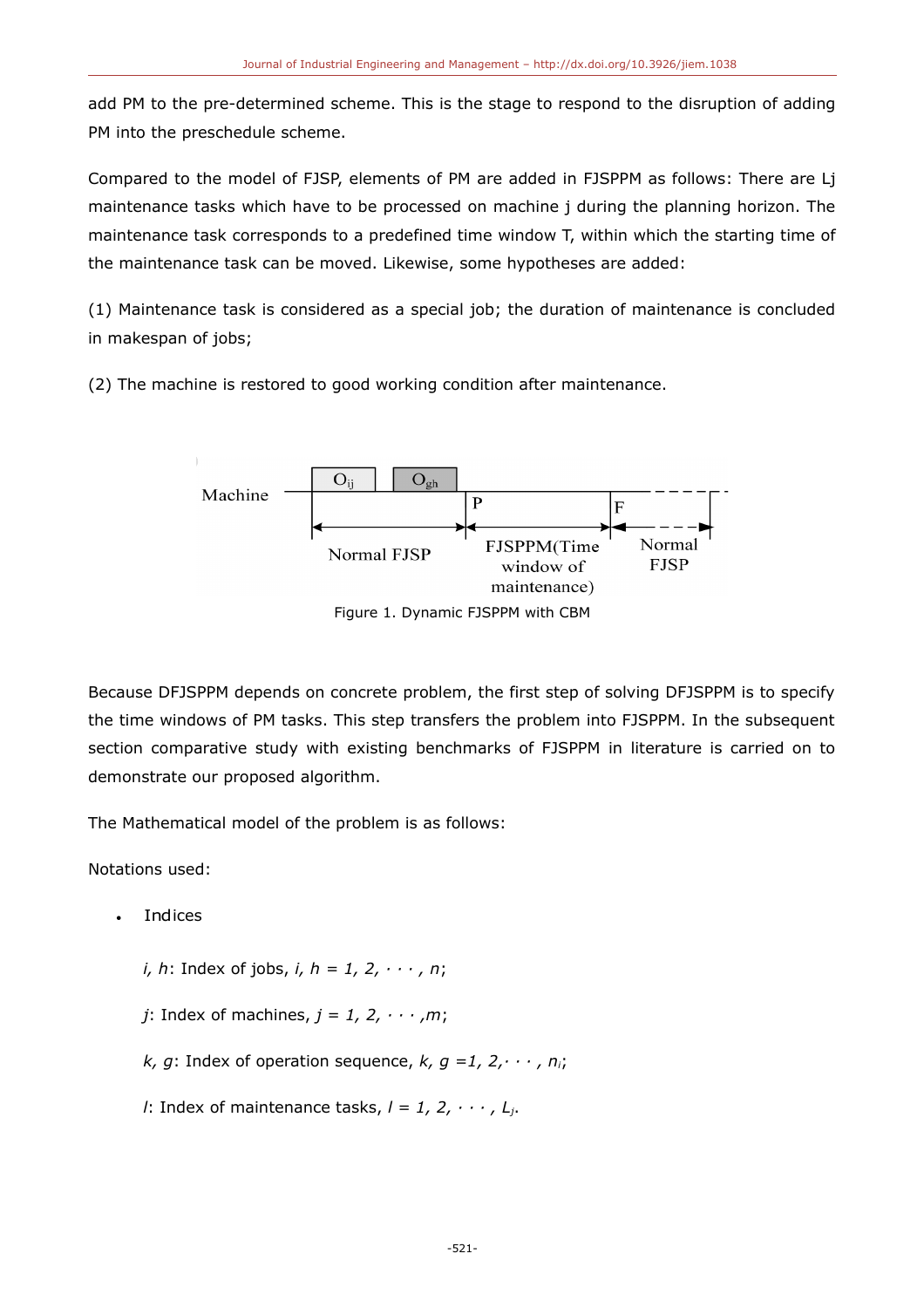add PM to the pre-determined scheme. This is the stage to respond to the disruption of adding PM into the preschedule scheme.

Compared to the model of FJSP, elements of PM are added in FJSPPM as follows: There are Lj maintenance tasks which have to be processed on machine j during the planning horizon. The maintenance task corresponds to a predefined time window T, within which the starting time of the maintenance task can be moved. Likewise, some hypotheses are added:

(1) Maintenance task is considered as a special job; the duration of maintenance is concluded in makespan of jobs;

(2) The machine is restored to good working condition after maintenance.

Figure 1. Dynamic FJSPPM with CBM

Because DFJSPPM depends on concrete problem, the first step of solving DFJSPPM is to specify the time windows of PM tasks. This step transfers the problem into FJSPPM. In the subsequent section comparative study with existing benchmarks of FJSPPM in literature is carried on to demonstrate our proposed algorithm.

The Mathematical model of the problem is as follows:

Notations used:

- Indices

  *i, h*: Index of jobs, $i, h = 1, 2, \cdots, n$;

  *j*: Index of machines, $j = 1, 2, \cdots, m$;

  *k, g*: Index of operation sequence, $k, g = 1, 2, \cdots, n_i$;

  *l*: Index of maintenance tasks, $l = 1, 2, \cdots, L_j$.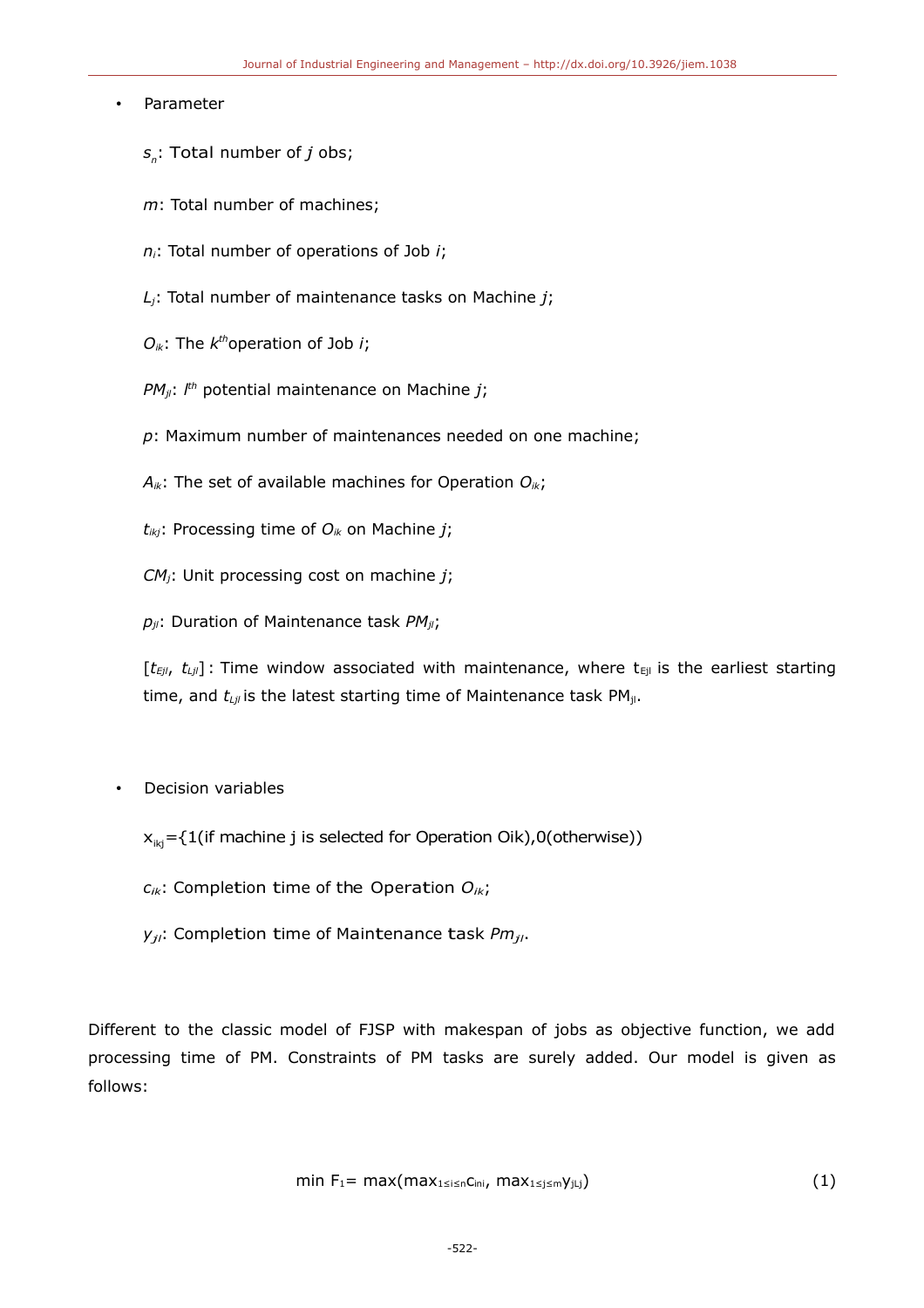- Parameter

  $s_n$: Total number of $j$ obs;

  $m$: Total number of machines;

  $n_i$: Total number of operations of Job $i$;

  $L_j$: Total number of maintenance tasks on Machine $j$;

  $O_{ik}$: The $k^{th}$operation of Job $i$;

  $PM_{jl}$: $l^{th}$ potential maintenance on Machine $j$;

  $p$: Maximum number of maintenances needed on one machine;

  $A_{ik}$: The set of available machines for Operation $O_{ik}$;

  $t_{ikj}$: Processing time of $O_{ik}$ on Machine $j$;

  $CM_j$: Unit processing cost on machine $j$;

  $p_{jl}$: Duration of Maintenance task $PM_{jl}$;

  $[t_{Ejl}, t_{Ljl}]$ : Time window associated with maintenance, where $t_{Ejl}$ is the earliest starting time, and $t_{Ljl}$ is the latest starting time of Maintenance task $PM_{jl}$.

- Decision variables

  $x_{ikj}$={1(if machine j is selected for Operation Oik),0(otherwise))

  $c_{ik}$: Completion time of the Operation $O_{ik}$;

  $y_{jl}$: Completion time of Maintenance task $Pm_{jl}$.

Different to the classic model of FJSP with makespan of jobs as objective function, we add processing time of PM. Constraints of PM tasks are surely added. Our model is given as follows:

$$\min F_1 = \max(\max_{1 \le i \le n} c_{in_i}, \max_{1 \le j \le m} y_{jL_j}) \tag{1}$$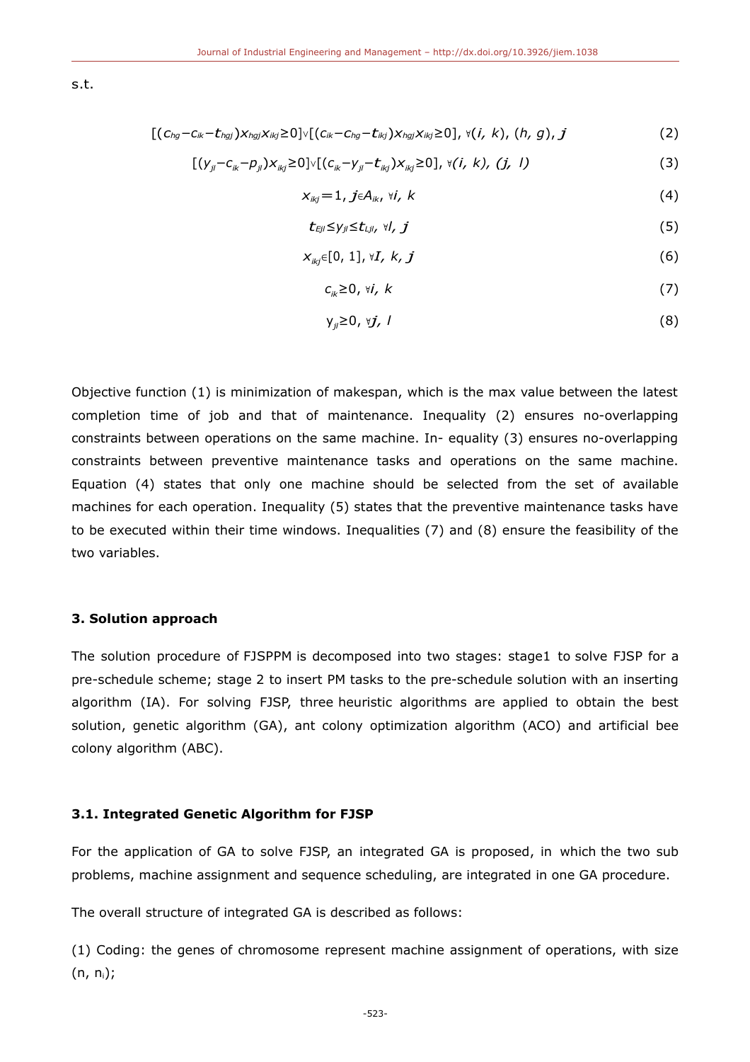s.t.

$$[(c_{hg}-c_{ik}-t_{hgj})x_{hgj}x_{ikj}\geq 0]\vee[(c_{ik}-c_{hg}-t_{ikj})x_{hgj}x_{ikj}\geq 0],\ \forall(i,\ k),\ (h,\ g),\ j \tag{2}$$

$$[(y_{jl}-c_{ik}-p_{jl})x_{ikj}\geq 0]\vee[(c_{ik}-y_{jl}-t_{ikj})x_{ikj}\geq 0],\ \forall(i,\ k),\ (j,\ l) \tag{3}$$

$$x_{ikj}=1,\ j\in A_{ik},\ \forall i,\ k \tag{4}$$

$$t_{Ejl}\leq y_{jl}\leq t_{Ljl},\ \forall l,\ j \tag{5}$$

$$x_{ikj}\in[0,\ 1],\ \forall I,\ k,\ j \tag{6}$$

$$c_{ik}\geq 0,\ \forall i,\ k \tag{7}$$

$$y_{jl}\geq 0,\ \forall j,\ l \tag{8}$$

Objective function (1) is minimization of makespan, which is the max value between the latest completion time of job and that of maintenance. Inequality (2) ensures no-overlapping constraints between operations on the same machine. In- equality (3) ensures no-overlapping constraints between preventive maintenance tasks and operations on the same machine. Equation (4) states that only one machine should be selected from the set of available machines for each operation. Inequality (5) states that the preventive maintenance tasks have to be executed within their time windows. Inequalities (7) and (8) ensure the feasibility of the two variables.

### 3. Solution approach

The solution procedure of FJSPPM is decomposed into two stages: stage1 to solve FJSP for a pre-schedule scheme; stage 2 to insert PM tasks to the pre-schedule solution with an inserting algorithm (IA). For solving FJSP, three heuristic algorithms are applied to obtain the best solution, genetic algorithm (GA), ant colony optimization algorithm (ACO) and artificial bee colony algorithm (ABC).

#### 3.1. Integrated Genetic Algorithm for FJSP

For the application of GA to solve FJSP, an integrated GA is proposed, in which the two sub problems, machine assignment and sequence scheduling, are integrated in one GA procedure.

The overall structure of integrated GA is described as follows:

(1) Coding: the genes of chromosome represent machine assignment of operations, with size $(n,\ n_i)$;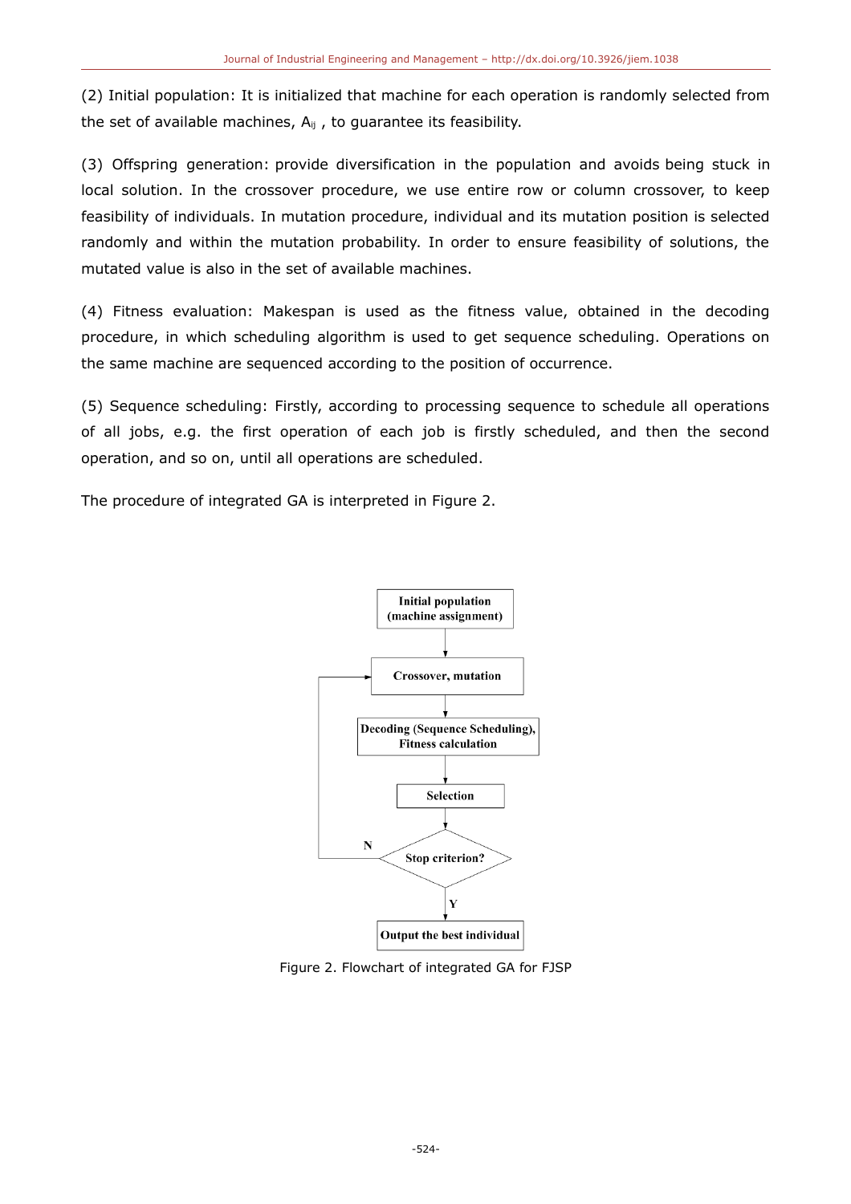(2) Initial population: It is initialized that machine for each operation is randomly selected from the set of available machines, $A_{ij}$ , to guarantee its feasibility.

(3) Offspring generation: provide diversification in the population and avoids being stuck in local solution. In the crossover procedure, we use entire row or column crossover, to keep feasibility of individuals. In mutation procedure, individual and its mutation position is selected randomly and within the mutation probability. In order to ensure feasibility of solutions, the mutated value is also in the set of available machines.

(4) Fitness evaluation: Makespan is used as the fitness value, obtained in the decoding procedure, in which scheduling algorithm is used to get sequence scheduling. Operations on the same machine are sequenced according to the position of occurrence.

(5) Sequence scheduling: Firstly, according to processing sequence to schedule all operations of all jobs, e.g. the first operation of each job is firstly scheduled, and then the second operation, and so on, until all operations are scheduled.

The procedure of integrated GA is interpreted in Figure 2.

Initial population (machine assignment)

Crossover, mutation

Decoding (Sequence Scheduling), Fitness calculation

Selection

Stop criterion?

N

Y

Output the best individual

Figure 2. Flowchart of integrated GA for FJSP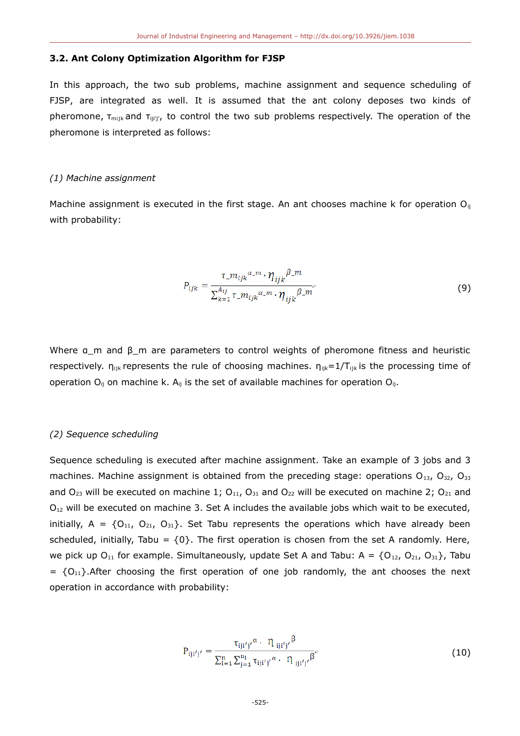### 3.2. Ant Colony Optimization Algorithm for FJSP

In this approach, the two sub problems, machine assignment and sequence scheduling of FJSP, are integrated as well. It is assumed that the ant colony deposes two kinds of pheromone, $\tau_{mijk}$ and $\tau_{iji'j'}$, to control the two sub problems respectively. The operation of the pheromone is interpreted as follows:

*(1) Machine assignment*

Machine assignment is executed in the first stage. An ant chooses machine k for operation $O_{ij}$ with probability:

$$P_{ijk} = \frac{\tau\_m_{ijk}{}^{\alpha\_m} \cdot \eta_{ijk}{}^{\beta\_m}}{\sum_{k=1}^{A_{ij}} \tau\_m_{ijk}{}^{\alpha\_m} \cdot \eta_{ijk}{}^{\beta\_m}} \tag{9}$$

Where α_m and β_m are parameters to control weights of pheromone fitness and heuristic respectively. $\eta_{ijk}$ represents the rule of choosing machines. $\eta_{ijk}=1/T_{ijk}$ is the processing time of operation $O_{ij}$ on machine k. $A_{ij}$ is the set of available machines for operation $O_{ij}$.

*(2) Sequence scheduling*

Sequence scheduling is executed after machine assignment. Take an example of 3 jobs and 3 machines. Machine assignment is obtained from the preceding stage: operations $O_{13}$, $O_{32}$, $O_{33}$ and $O_{23}$ will be executed on machine 1; $O_{11}$, $O_{31}$ and $O_{22}$ will be executed on machine 2; $O_{21}$ and $O_{12}$ will be executed on machine 3. Set A includes the available jobs which wait to be executed, initially, A = {$O_{11}$, $O_{21}$, $O_{31}$}. Set Tabu represents the operations which have already been scheduled, initially, Tabu = {0}. The first operation is chosen from the set A randomly. Here, we pick up $O_{11}$ for example. Simultaneously, update Set A and Tabu: A = {$O_{12}$, $O_{21}$, $O_{31}$}, Tabu = {$O_{11}$}.After choosing the first operation of one job randomly, the ant chooses the next operation in accordance with probability:

$$P_{iji'j'} = \frac{\tau_{iji'j'}{}^{\alpha} \cdot \eta_{iji'j'}{}^{\beta}}{\sum_{i=1}^{n} \sum_{j=1}^{n_i} \tau_{iji'j'}{}^{\alpha} \cdot \eta_{iji'j'}{}^{\beta}} \tag{10}$$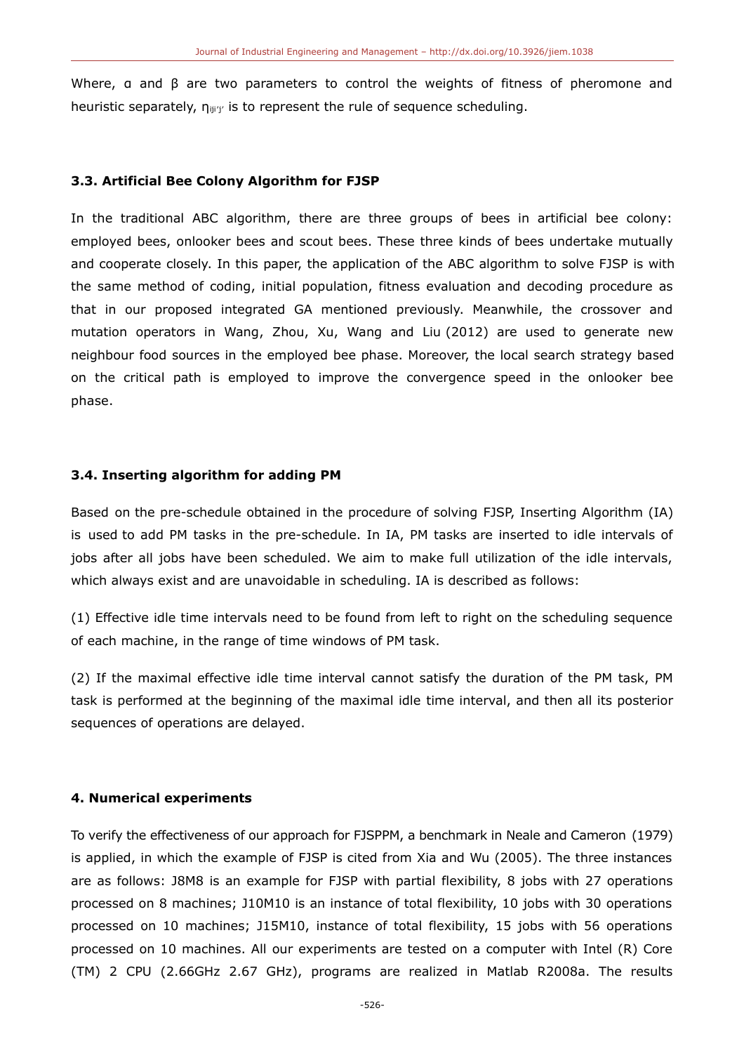Where, α and β are two parameters to control the weights of fitness of pheromone and heuristic separately, $\eta_{iji'j'}$ is to represent the rule of sequence scheduling.

### 3.3. Artificial Bee Colony Algorithm for FJSP

In the traditional ABC algorithm, there are three groups of bees in artificial bee colony: employed bees, onlooker bees and scout bees. These three kinds of bees undertake mutually and cooperate closely. In this paper, the application of the ABC algorithm to solve FJSP is with the same method of coding, initial population, fitness evaluation and decoding procedure as that in our proposed integrated GA mentioned previously. Meanwhile, the crossover and mutation operators in Wang, Zhou, Xu, Wang and Liu (2012) are used to generate new neighbour food sources in the employed bee phase. Moreover, the local search strategy based on the critical path is employed to improve the convergence speed in the onlooker bee phase.

### 3.4. Inserting algorithm for adding PM

Based on the pre-schedule obtained in the procedure of solving FJSP, Inserting Algorithm (IA) is used to add PM tasks in the pre-schedule. In IA, PM tasks are inserted to idle intervals of jobs after all jobs have been scheduled. We aim to make full utilization of the idle intervals, which always exist and are unavoidable in scheduling. IA is described as follows:

(1) Effective idle time intervals need to be found from left to right on the scheduling sequence of each machine, in the range of time windows of PM task.

(2) If the maximal effective idle time interval cannot satisfy the duration of the PM task, PM task is performed at the beginning of the maximal idle time interval, and then all its posterior sequences of operations are delayed.

## 4. Numerical experiments

To verify the effectiveness of our approach for FJSPPM, a benchmark in Neale and Cameron (1979) is applied, in which the example of FJSP is cited from Xia and Wu (2005). The three instances are as follows: J8M8 is an example for FJSP with partial flexibility, 8 jobs with 27 operations processed on 8 machines; J10M10 is an instance of total flexibility, 10 jobs with 30 operations processed on 10 machines; J15M10, instance of total flexibility, 15 jobs with 56 operations processed on 10 machines. All our experiments are tested on a computer with Intel (R) Core (TM) 2 CPU (2.66GHz 2.67 GHz), programs are realized in Matlab R2008a. The results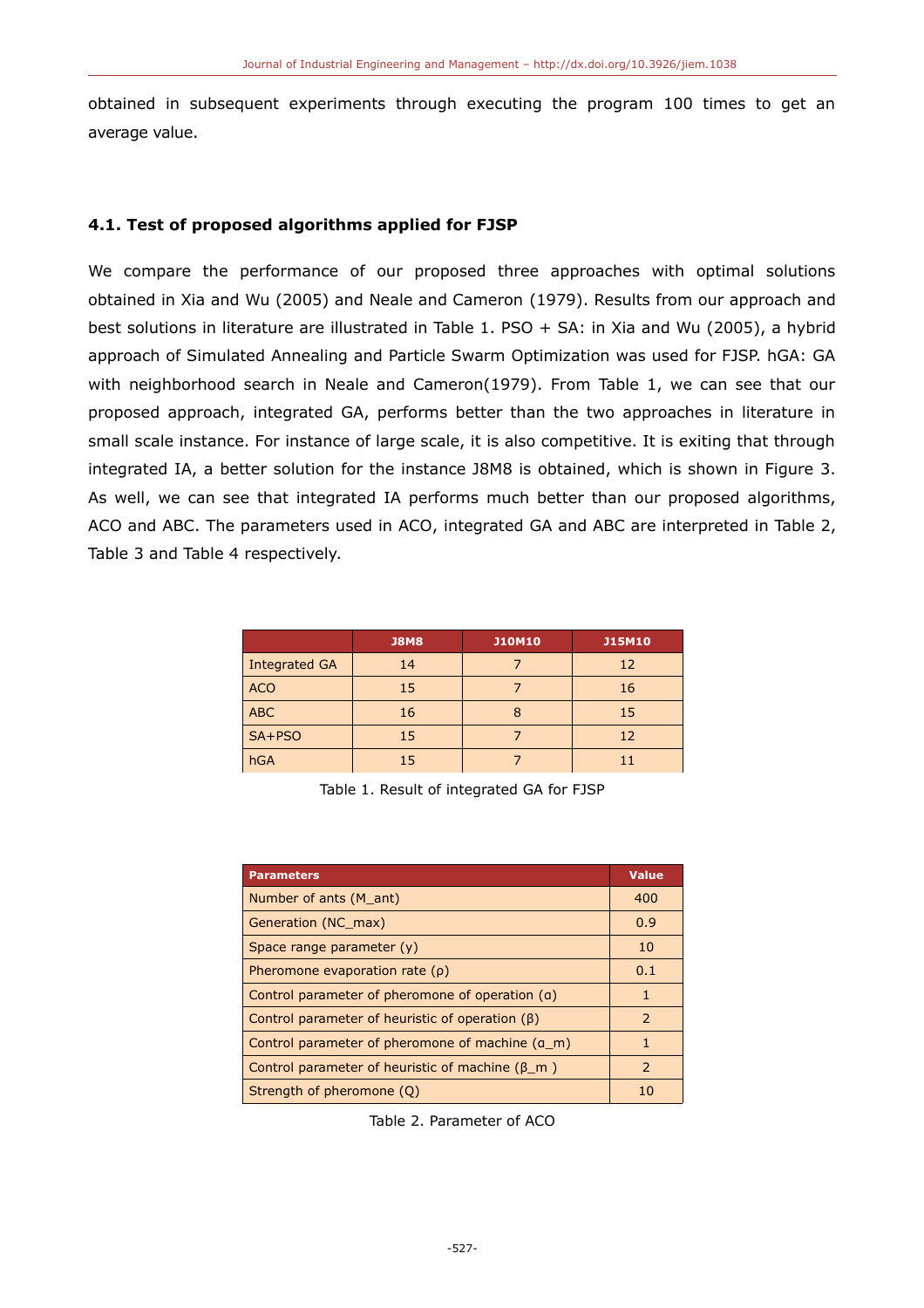obtained in subsequent experiments through executing the program 100 times to get an average value.

### 4.1. Test of proposed algorithms applied for FJSP

We compare the performance of our proposed three approaches with optimal solutions obtained in Xia and Wu (2005) and Neale and Cameron (1979). Results from our approach and best solutions in literature are illustrated in Table 1. PSO + SA: in Xia and Wu (2005), a hybrid approach of Simulated Annealing and Particle Swarm Optimization was used for FJSP. hGA: GA with neighborhood search in Neale and Cameron(1979). From Table 1, we can see that our proposed approach, integrated GA, performs better than the two approaches in literature in small scale instance. For instance of large scale, it is also competitive. It is exiting that through integrated IA, a better solution for the instance J8M8 is obtained, which is shown in Figure 3. As well, we can see that integrated IA performs much better than our proposed algorithms, ACO and ABC. The parameters used in ACO, integrated GA and ABC are interpreted in Table 2, Table 3 and Table 4 respectively.

| | J8M8 | J10M10 | J15M10 |
|---|---|---|---|
| Integrated GA | 14 | 7 | 12 |
| ACO | 15 | 7 | 16 |
| ABC | 16 | 8 | 15 |
| SA+PSO | 15 | 7 | 12 |
| hGA | 15 | 7 | 11 |

Table 1. Result of integrated GA for FJSP

| Parameters | Value |
|---|---|
| Number of ants (M_ant) | 400 |
| Generation (NC_max) | 0.9 |
| Space range parameter (γ) | 10 |
| Pheromone evaporation rate (ρ) | 0.1 |
| Control parameter of pheromone of operation (α) | 1 |
| Control parameter of heuristic of operation (β) | 2 |
| Control parameter of pheromone of machine (α_m) | 1 |
| Control parameter of heuristic of machine (β_m ) | 2 |
| Strength of pheromone (Q) | 10 |

Table 2. Parameter of ACO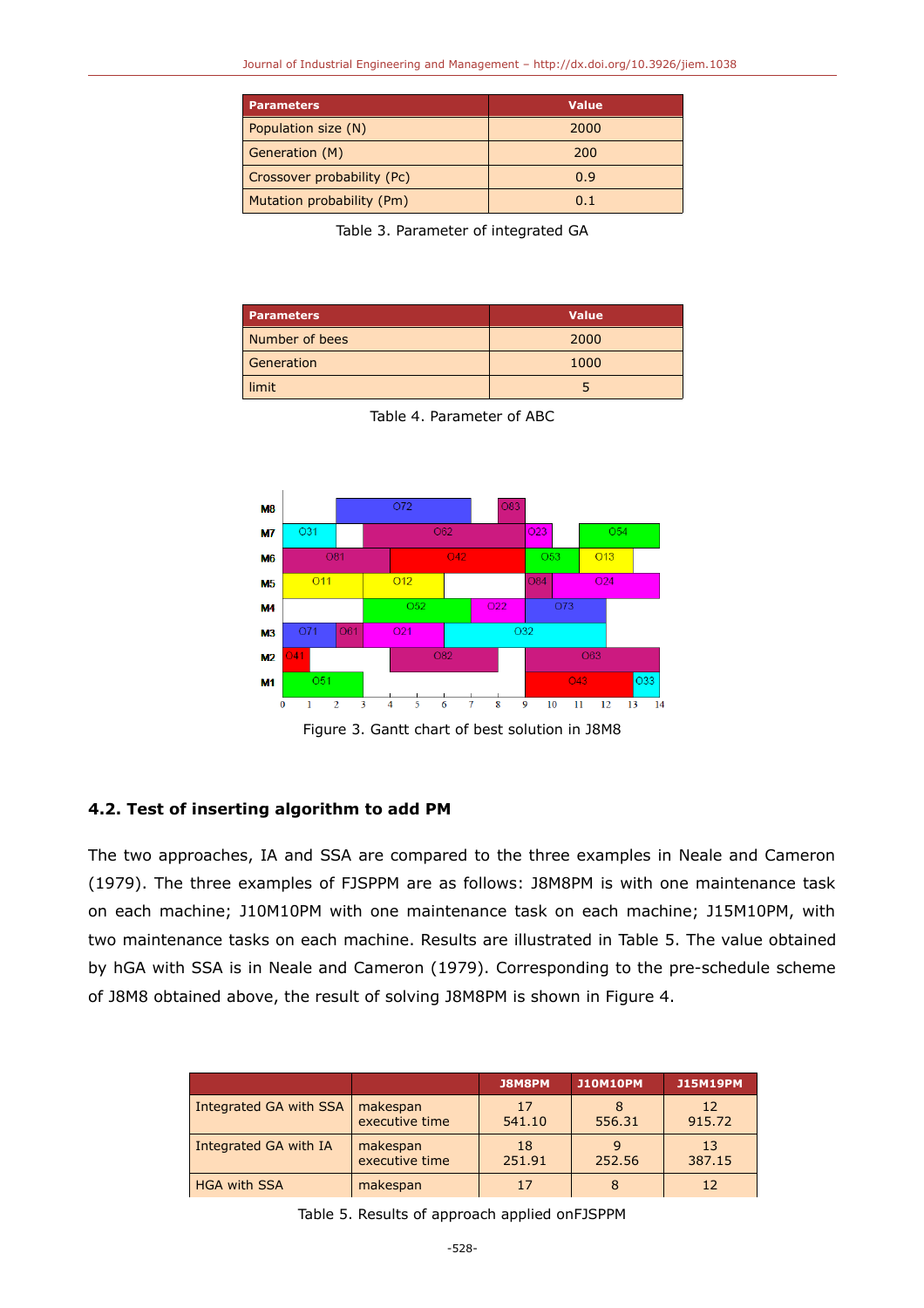| Parameters | Value |
|---|---|
| Population size (N) | 2000 |
| Generation (M) | 200 |
| Crossover probability (Pc) | 0.9 |
| Mutation probability (Pm) | 0.1 |

Table 3. Parameter of integrated GA

| Parameters | Value |
|---|---|
| Number of bees | 2000 |
| Generation | 1000 |
| limit | 5 |

Table 4. Parameter of ABC

Figure 3. Gantt chart of best solution in J8M8

### 4.2. Test of inserting algorithm to add PM

The two approaches, IA and SSA are compared to the three examples in Neale and Cameron (1979). The three examples of FJSPPM are as follows: J8M8PM is with one maintenance task on each machine; J10M10PM with one maintenance task on each machine; J15M10PM, with two maintenance tasks on each machine. Results are illustrated in Table 5. The value obtained by hGA with SSA is in Neale and Cameron (1979). Corresponding to the pre-schedule scheme of J8M8 obtained above, the result of solving J8M8PM is shown in Figure 4.

| | | J8M8PM | J10M10PM | J15M19PM |
|---|---|---|---|---|
| Integrated GA with SSA | makespan<br>executive time | 17<br>541.10 | 8<br>556.31 | 12<br>915.72 |
| Integrated GA with IA | makespan<br>executive time | 18<br>251.91 | 9<br>252.56 | 13<br>387.15 |
| HGA with SSA | makespan | 17 | 8 | 12 |

Table 5. Results of approach applied onFJSPPM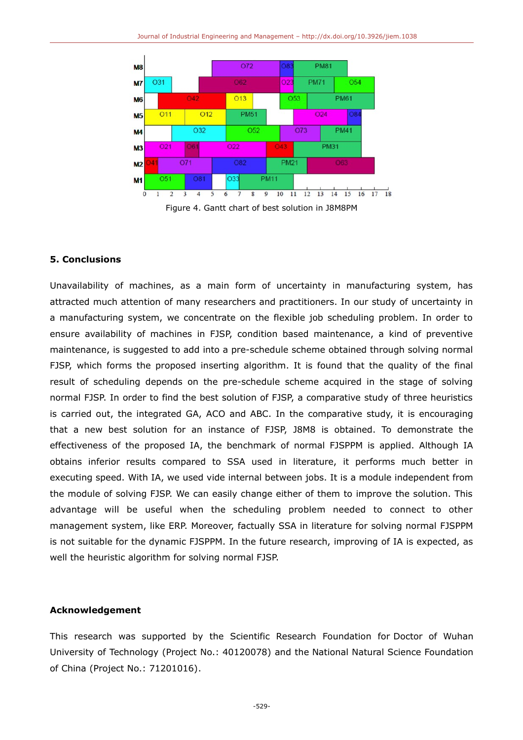Figure 4. Gantt chart of best solution in J8M8PM

### 5. Conclusions

Unavailability of machines, as a main form of uncertainty in manufacturing system, has attracted much attention of many researchers and practitioners. In our study of uncertainty in a manufacturing system, we concentrate on the flexible job scheduling problem. In order to ensure availability of machines in FJSP, condition based maintenance, a kind of preventive maintenance, is suggested to add into a pre-schedule scheme obtained through solving normal FJSP, which forms the proposed inserting algorithm. It is found that the quality of the final result of scheduling depends on the pre-schedule scheme acquired in the stage of solving normal FJSP. In order to find the best solution of FJSP, a comparative study of three heuristics is carried out, the integrated GA, ACO and ABC. In the comparative study, it is encouraging that a new best solution for an instance of FJSP, J8M8 is obtained. To demonstrate the effectiveness of the proposed IA, the benchmark of normal FJSPPM is applied. Although IA obtains inferior results compared to SSA used in literature, it performs much better in executing speed. With IA, we used vide internal between jobs. It is a module independent from the module of solving FJSP. We can easily change either of them to improve the solution. This advantage will be useful when the scheduling problem needed to connect to other management system, like ERP. Moreover, factually SSA in literature for solving normal FJSPPM is not suitable for the dynamic FJSPPM. In the future research, improving of IA is expected, as well the heuristic algorithm for solving normal FJSP.

### Acknowledgement

This research was supported by the Scientific Research Foundation for Doctor of Wuhan University of Technology (Project No.: 40120078) and the National Natural Science Foundation of China (Project No.: 71201016).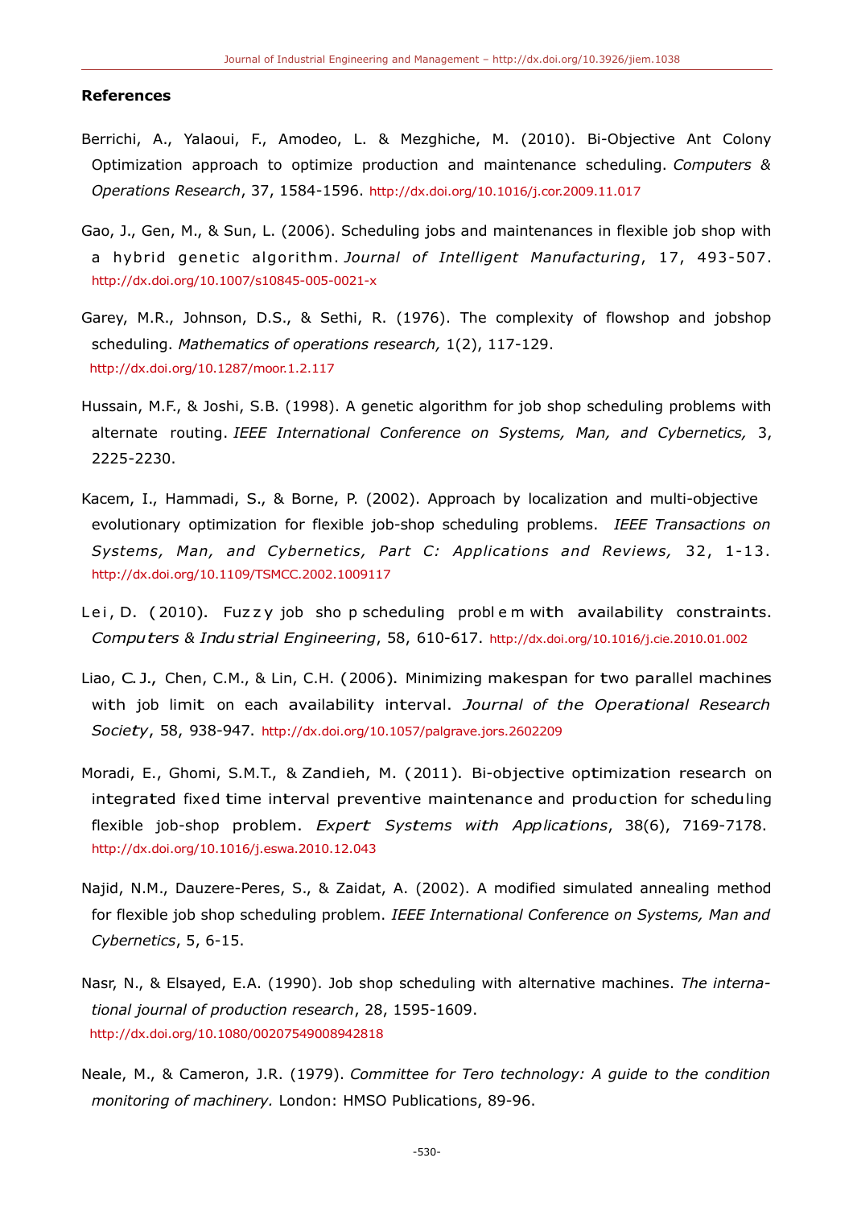## References

Berrichi, A., Yalaoui, F., Amodeo, L. & Mezghiche, M. (2010). Bi-Objective Ant Colony Optimization approach to optimize production and maintenance scheduling. *Computers & Operations Research*, 37, 1584-1596. http://dx.doi.org/10.1016/j.cor.2009.11.017

Gao, J., Gen, M., & Sun, L. (2006). Scheduling jobs and maintenances in flexible job shop with a hybrid genetic algorithm. *Journal of Intelligent Manufacturing*, 17, 493-507. http://dx.doi.org/10.1007/s10845-005-0021-x

Garey, M.R., Johnson, D.S., & Sethi, R. (1976). The complexity of flowshop and jobshop scheduling. *Mathematics of operations research,* 1(2), 117-129. http://dx.doi.org/10.1287/moor.1.2.117

Hussain, M.F., & Joshi, S.B. (1998). A genetic algorithm for job shop scheduling problems with alternate routing. *IEEE International Conference on Systems, Man, and Cybernetics,* 3, 2225-2230.

Kacem, I., Hammadi, S., & Borne, P. (2002). Approach by localization and multi-objective evolutionary optimization for flexible job-shop scheduling problems. *IEEE Transactions on Systems, Man, and Cybernetics, Part C: Applications and Reviews,* 32, 1-13. http://dx.doi.org/10.1109/TSMCC.2002.1009117

Lei, D. (2010). Fuzzy job shop scheduling problem with availability constraints. *Computers & Industrial Engineering*, 58, 610-617. http://dx.doi.org/10.1016/j.cie.2010.01.002

Liao, C.J., Chen, C.M., & Lin, C.H. (2006). Minimizing makespan for two parallel machines with job limit on each availability interval. *Journal of the Operational Research Society*, 58, 938-947. http://dx.doi.org/10.1057/palgrave.jors.2602209

Moradi, E., Ghomi, S.M.T., & Zandieh, M. (2011). Bi-objective optimization research on integrated fixed time interval preventive maintenance and production for scheduling flexible job-shop problem. *Expert Systems with Applications*, 38(6), 7169-7178. http://dx.doi.org/10.1016/j.eswa.2010.12.043

Najid, N.M., Dauzere-Peres, S., & Zaidat, A. (2002). A modified simulated annealing method for flexible job shop scheduling problem. *IEEE International Conference on Systems, Man and Cybernetics*, 5, 6-15.

Nasr, N., & Elsayed, E.A. (1990). Job shop scheduling with alternative machines. *The international journal of production research*, 28, 1595-1609. http://dx.doi.org/10.1080/00207549008942818

Neale, M., & Cameron, J.R. (1979). *Committee for Tero technology: A guide to the condition monitoring of machinery.* London: HMSO Publications, 89-96.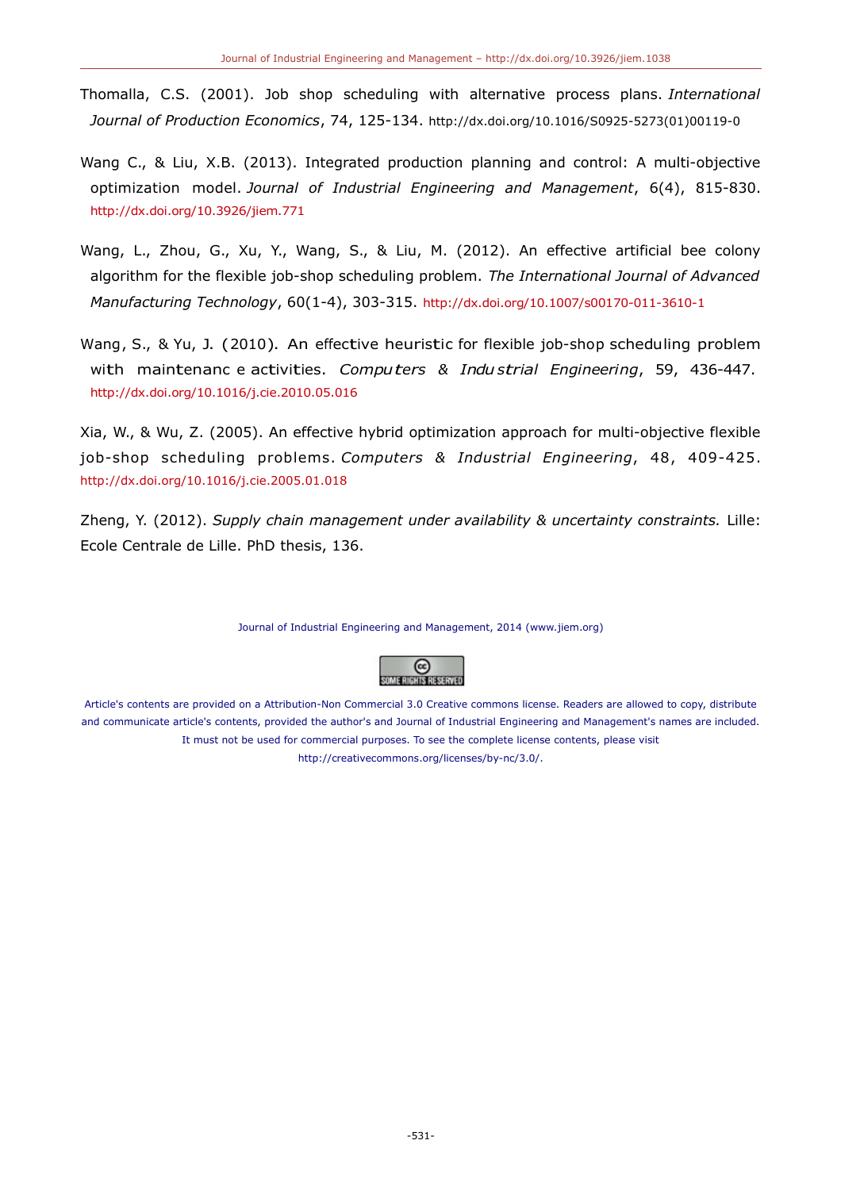Thomalla, C.S. (2001). Job shop scheduling with alternative process plans. *International Journal of Production Economics*, 74, 125-134. http://dx.doi.org/10.1016/S0925-5273(01)00119-0

Wang C., & Liu, X.B. (2013). Integrated production planning and control: A multi-objective optimization model. *Journal of Industrial Engineering and Management*, 6(4), 815-830. http://dx.doi.org/10.3926/jiem.771

Wang, L., Zhou, G., Xu, Y., Wang, S., & Liu, M. (2012). An effective artificial bee colony algorithm for the flexible job-shop scheduling problem. *The International Journal of Advanced Manufacturing Technology*, 60(1-4), 303-315. http://dx.doi.org/10.1007/s00170-011-3610-1

Wang, S., & Yu, J. (2010). An effective heuristic for flexible job-shop scheduling problem with maintenanc e activities. *Computers & Industrial Engineering*, 59, 436-447. http://dx.doi.org/10.1016/j.cie.2010.05.016

Xia, W., & Wu, Z. (2005). An effective hybrid optimization approach for multi-objective flexible job-shop scheduling problems. *Computers & Industrial Engineering*, 48, 409-425. http://dx.doi.org/10.1016/j.cie.2005.01.018

Zheng, Y. (2012). *Supply chain management under availability & uncertainty constraints.* Lille: Ecole Centrale de Lille. PhD thesis, 136.

Journal of Industrial Engineering and Management, 2014 (www.jiem.org)

Article's contents are provided on a Attribution-Non Commercial 3.0 Creative commons license. Readers are allowed to copy, distribute and communicate article's contents, provided the author's and Journal of Industrial Engineering and Management's names are included. It must not be used for commercial purposes. To see the complete license contents, please visit http://creativecommons.org/licenses/by-nc/3.0/.